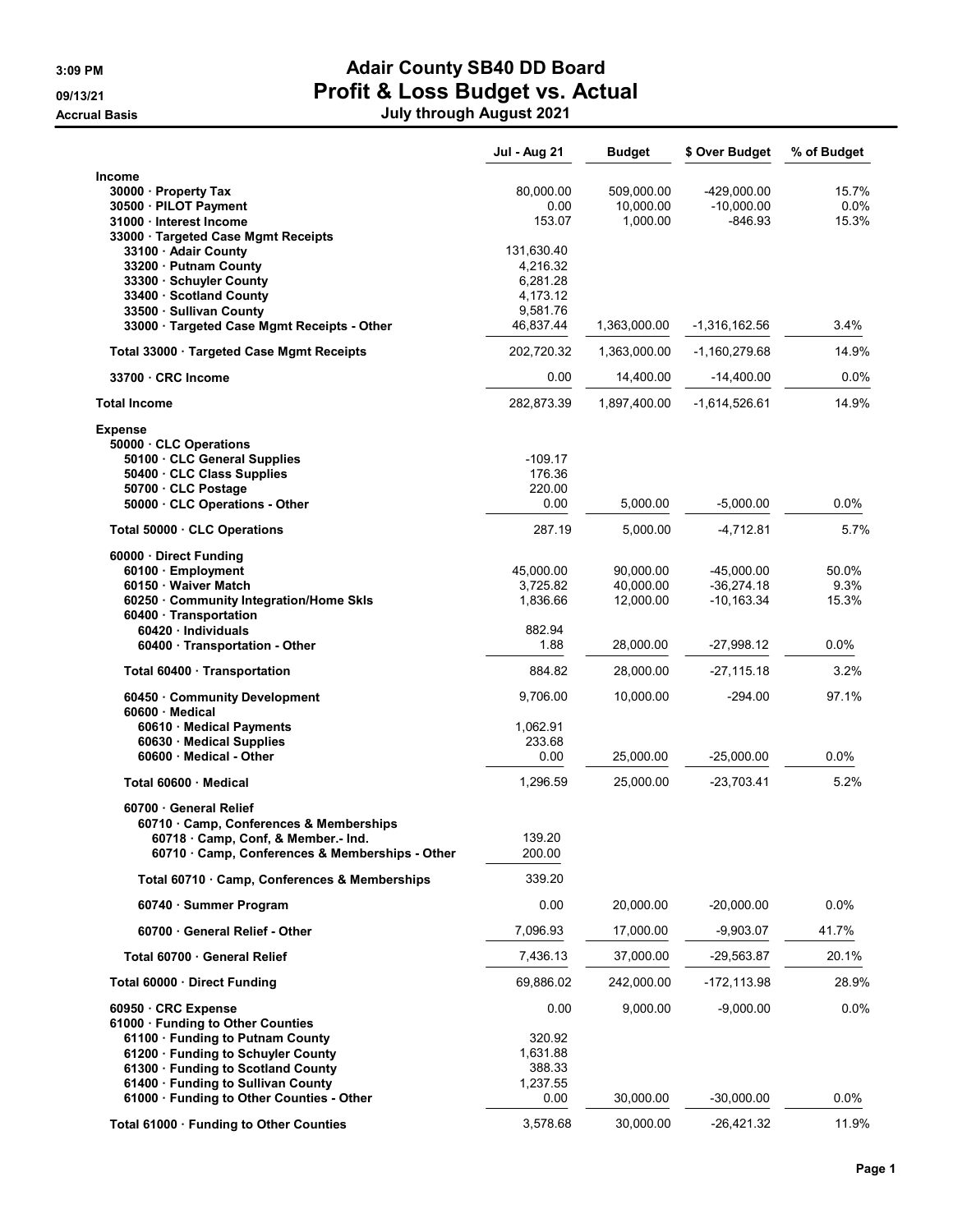# Adair County SB40 DD Board

## Profit & Loss Budget vs. Actual

**July through August 2021**

3:09 PM
09/13/21
Accrual Basis

| | Jul - Aug 21 | Budget | $ Over Budget | % of Budget |
|---|---|---|---|---|
| **Income** | | | | |
| 30000 · Property Tax | 80,000.00 | 509,000.00 | -429,000.00 | 15.7% |
| 30500 · PILOT Payment | 0.00 | 10,000.00 | -10,000.00 | 0.0% |
| 31000 · Interest Income | 153.07 | 1,000.00 | -846.93 | 15.3% |
| 33000 · Targeted Case Mgmt Receipts | | | | |
| 33100 · Adair County | 131,630.40 | | | |
| 33200 · Putnam County | 4,216.32 | | | |
| 33300 · Schuyler County | 6,281.28 | | | |
| 33400 · Scotland County | 4,173.12 | | | |
| 33500 · Sullivan County | 9,581.76 | | | |
| 33000 · Targeted Case Mgmt Receipts - Other | 46,837.44 | 1,363,000.00 | -1,316,162.56 | 3.4% |
| Total 33000 · Targeted Case Mgmt Receipts | 202,720.32 | 1,363,000.00 | -1,160,279.68 | 14.9% |
| 33700 · CRC Income | 0.00 | 14,400.00 | -14,400.00 | 0.0% |
| **Total Income** | 282,873.39 | 1,897,400.00 | -1,614,526.61 | 14.9% |
| **Expense** | | | | |
| 50000 · CLC Operations | | | | |
| 50100 · CLC General Supplies | -109.17 | | | |
| 50400 · CLC Class Supplies | 176.36 | | | |
| 50700 · CLC Postage | 220.00 | | | |
| 50000 · CLC Operations - Other | 0.00 | 5,000.00 | -5,000.00 | 0.0% |
| Total 50000 · CLC Operations | 287.19 | 5,000.00 | -4,712.81 | 5.7% |
| 60000 · Direct Funding | | | | |
| 60100 · Employment | 45,000.00 | 90,000.00 | -45,000.00 | 50.0% |
| 60150 · Waiver Match | 3,725.82 | 40,000.00 | -36,274.18 | 9.3% |
| 60250 · Community Integration/Home Skls | 1,836.66 | 12,000.00 | -10,163.34 | 15.3% |
| 60400 · Transportation | | | | |
| 60420 · Individuals | 882.94 | | | |
| 60400 · Transportation - Other | 1.88 | 28,000.00 | -27,998.12 | 0.0% |
| Total 60400 · Transportation | 884.82 | 28,000.00 | -27,115.18 | 3.2% |
| 60450 · Community Development | 9,706.00 | 10,000.00 | -294.00 | 97.1% |
| 60600 · Medical | | | | |
| 60610 · Medical Payments | 1,062.91 | | | |
| 60630 · Medical Supplies | 233.68 | | | |
| 60600 · Medical - Other | 0.00 | 25,000.00 | -25,000.00 | 0.0% |
| Total 60600 · Medical | 1,296.59 | 25,000.00 | -23,703.41 | 5.2% |
| 60700 · General Relief | | | | |
| 60710 · Camp, Conferences & Memberships | | | | |
| 60718 · Camp, Conf, & Member.- Ind. | 139.20 | | | |
| 60710 · Camp, Conferences & Memberships - Other | 200.00 | | | |
| Total 60710 · Camp, Conferences & Memberships | 339.20 | | | |
| 60740 · Summer Program | 0.00 | 20,000.00 | -20,000.00 | 0.0% |
| 60700 · General Relief - Other | 7,096.93 | 17,000.00 | -9,903.07 | 41.7% |
| Total 60700 · General Relief | 7,436.13 | 37,000.00 | -29,563.87 | 20.1% |
| Total 60000 · Direct Funding | 69,886.02 | 242,000.00 | -172,113.98 | 28.9% |
| 60950 · CRC Expense | 0.00 | 9,000.00 | -9,000.00 | 0.0% |
| 61000 · Funding to Other Counties | | | | |
| 61100 · Funding to Putnam County | 320.92 | | | |
| 61200 · Funding to Schuyler County | 1,631.88 | | | |
| 61300 · Funding to Scotland County | 388.33 | | | |
| 61400 · Funding to Sullivan County | 1,237.55 | | | |
| 61000 · Funding to Other Counties - Other | 0.00 | 30,000.00 | -30,000.00 | 0.0% |
| Total 61000 · Funding to Other Counties | 3,578.68 | 30,000.00 | -26,421.32 | 11.9% |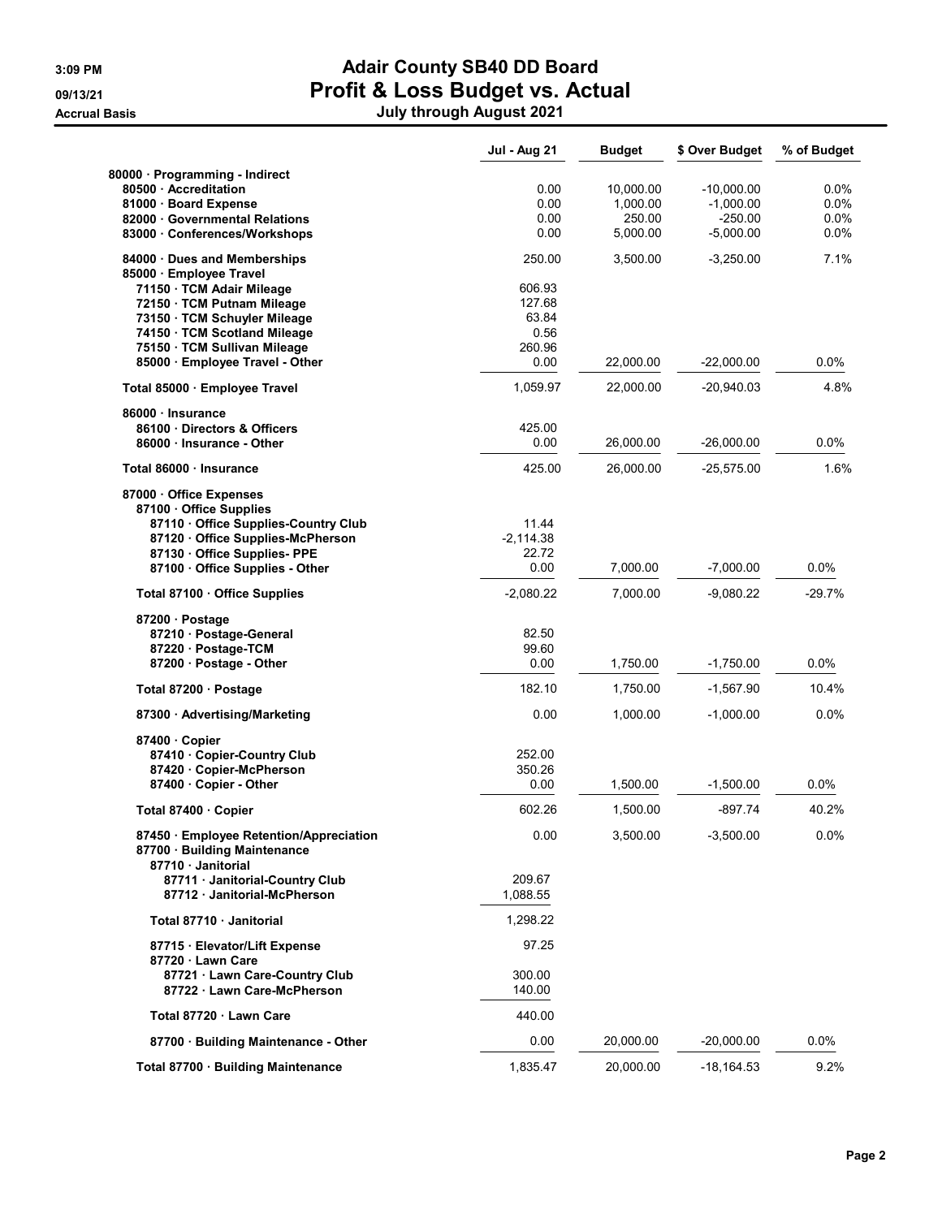# Adair County SB40 DD Board

## Profit & Loss Budget vs. Actual

### July through August 2021

3:09 PM
09/13/21
Accrual Basis

| | Jul - Aug 21 | Budget | $ Over Budget | % of Budget |
|---|---|---|---|---|
| 80000 · Programming - Indirect | | | | |
| 80500 · Accreditation | 0.00 | 10,000.00 | -10,000.00 | 0.0% |
| 81000 · Board Expense | 0.00 | 1,000.00 | -1,000.00 | 0.0% |
| 82000 · Governmental Relations | 0.00 | 250.00 | -250.00 | 0.0% |
| 83000 · Conferences/Workshops | 0.00 | 5,000.00 | -5,000.00 | 0.0% |
| 84000 · Dues and Memberships | 250.00 | 3,500.00 | -3,250.00 | 7.1% |
| 85000 · Employee Travel | | | | |
| 71150 · TCM Adair Mileage | 606.93 | | | |
| 72150 · TCM Putnam Mileage | 127.68 | | | |
| 73150 · TCM Schuyler Mileage | 63.84 | | | |
| 74150 · TCM Scotland Mileage | 0.56 | | | |
| 75150 · TCM Sullivan Mileage | 260.96 | | | |
| 85000 · Employee Travel - Other | 0.00 | 22,000.00 | -22,000.00 | 0.0% |
| Total 85000 · Employee Travel | 1,059.97 | 22,000.00 | -20,940.03 | 4.8% |
| 86000 · Insurance | | | | |
| 86100 · Directors & Officers | 425.00 | | | |
| 86000 · Insurance - Other | 0.00 | 26,000.00 | -26,000.00 | 0.0% |
| Total 86000 · Insurance | 425.00 | 26,000.00 | -25,575.00 | 1.6% |
| 87000 · Office Expenses | | | | |
| 87100 · Office Supplies | | | | |
| 87110 · Office Supplies-Country Club | 11.44 | | | |
| 87120 · Office Supplies-McPherson | -2,114.38 | | | |
| 87130 · Office Supplies- PPE | 22.72 | | | |
| 87100 · Office Supplies - Other | 0.00 | 7,000.00 | -7,000.00 | 0.0% |
| Total 87100 · Office Supplies | -2,080.22 | 7,000.00 | -9,080.22 | -29.7% |
| 87200 · Postage | | | | |
| 87210 · Postage-General | 82.50 | | | |
| 87220 · Postage-TCM | 99.60 | | | |
| 87200 · Postage - Other | 0.00 | 1,750.00 | -1,750.00 | 0.0% |
| Total 87200 · Postage | 182.10 | 1,750.00 | -1,567.90 | 10.4% |
| 87300 · Advertising/Marketing | 0.00 | 1,000.00 | -1,000.00 | 0.0% |
| 87400 · Copier | | | | |
| 87410 · Copier-Country Club | 252.00 | | | |
| 87420 · Copier-McPherson | 350.26 | | | |
| 87400 · Copier - Other | 0.00 | 1,500.00 | -1,500.00 | 0.0% |
| Total 87400 · Copier | 602.26 | 1,500.00 | -897.74 | 40.2% |
| 87450 · Employee Retention/Appreciation | 0.00 | 3,500.00 | -3,500.00 | 0.0% |
| 87700 · Building Maintenance | | | | |
| 87710 · Janitorial | | | | |
| 87711 · Janitorial-Country Club | 209.67 | | | |
| 87712 · Janitorial-McPherson | 1,088.55 | | | |
| Total 87710 · Janitorial | 1,298.22 | | | |
| 87715 · Elevator/Lift Expense | 97.25 | | | |
| 87720 · Lawn Care | | | | |
| 87721 · Lawn Care-Country Club | 300.00 | | | |
| 87722 · Lawn Care-McPherson | 140.00 | | | |
| Total 87720 · Lawn Care | 440.00 | | | |
| 87700 · Building Maintenance - Other | 0.00 | 20,000.00 | -20,000.00 | 0.0% |
| Total 87700 · Building Maintenance | 1,835.47 | 20,000.00 | -18,164.53 | 9.2% |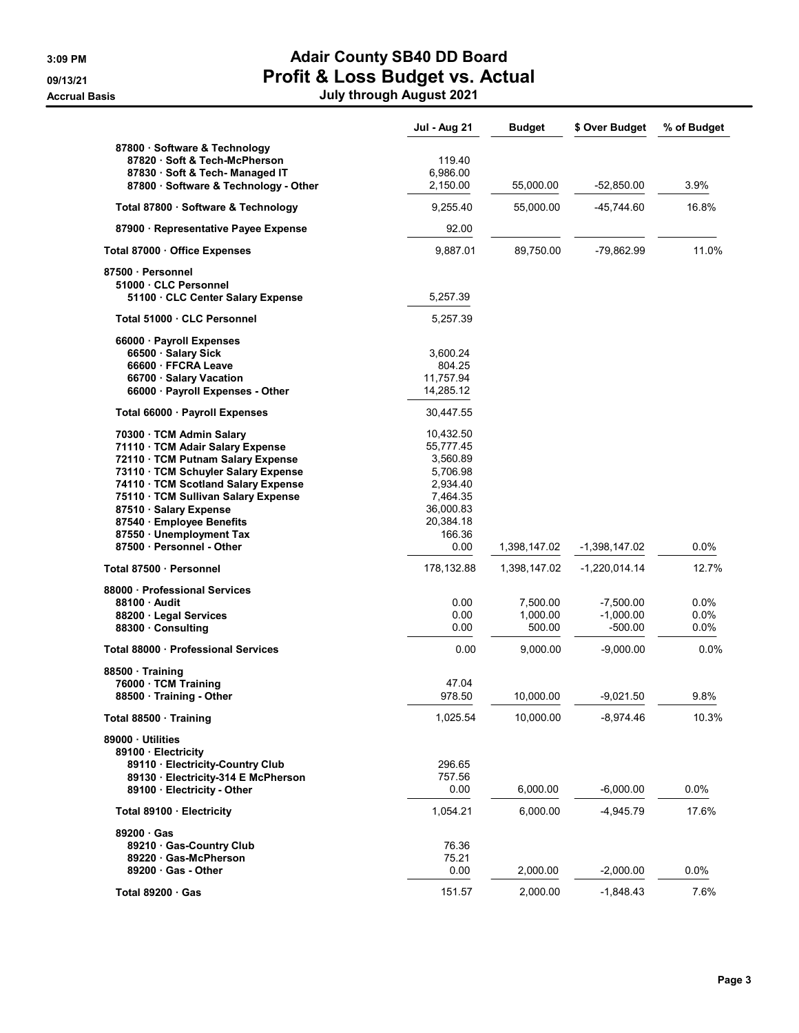# Adair County SB40 DD Board

## Profit & Loss Budget vs. Actual

**July through August 2021**

3:09 PM
09/13/21
Accrual Basis

| | Jul - Aug 21 | Budget | $ Over Budget | % of Budget |
|---|---|---|---|---|
| 87800 · Software & Technology | | | | |
| 87820 · Soft & Tech-McPherson | 119.40 | | | |
| 87830 · Soft & Tech- Managed IT | 6,986.00 | | | |
| 87800 · Software & Technology - Other | 2,150.00 | 55,000.00 | -52,850.00 | 3.9% |
| Total 87800 · Software & Technology | 9,255.40 | 55,000.00 | -45,744.60 | 16.8% |
| 87900 · Representative Payee Expense | 92.00 | | | |
| Total 87000 · Office Expenses | 9,887.01 | 89,750.00 | -79,862.99 | 11.0% |
| 87500 · Personnel | | | | |
| 51000 · CLC Personnel | | | | |
| 51100 · CLC Center Salary Expense | 5,257.39 | | | |
| Total 51000 · CLC Personnel | 5,257.39 | | | |
| 66000 · Payroll Expenses | | | | |
| 66500 · Salary Sick | 3,600.24 | | | |
| 66600 · FFCRA Leave | 804.25 | | | |
| 66700 · Salary Vacation | 11,757.94 | | | |
| 66000 · Payroll Expenses - Other | 14,285.12 | | | |
| Total 66000 · Payroll Expenses | 30,447.55 | | | |
| 70300 · TCM Admin Salary | 10,432.50 | | | |
| 71110 · TCM Adair Salary Expense | 55,777.45 | | | |
| 72110 · TCM Putnam Salary Expense | 3,560.89 | | | |
| 73110 · TCM Schuyler Salary Expense | 5,706.98 | | | |
| 74110 · TCM Scotland Salary Expense | 2,934.40 | | | |
| 75110 · TCM Sullivan Salary Expense | 7,464.35 | | | |
| 87510 · Salary Expense | 36,000.83 | | | |
| 87540 · Employee Benefits | 20,384.18 | | | |
| 87550 · Unemployment Tax | 166.36 | | | |
| 87500 · Personnel - Other | 0.00 | 1,398,147.02 | -1,398,147.02 | 0.0% |
| Total 87500 · Personnel | 178,132.88 | 1,398,147.02 | -1,220,014.14 | 12.7% |
| 88000 · Professional Services | | | | |
| 88100 · Audit | 0.00 | 7,500.00 | -7,500.00 | 0.0% |
| 88200 · Legal Services | 0.00 | 1,000.00 | -1,000.00 | 0.0% |
| 88300 · Consulting | 0.00 | 500.00 | -500.00 | 0.0% |
| Total 88000 · Professional Services | 0.00 | 9,000.00 | -9,000.00 | 0.0% |
| 88500 · Training | | | | |
| 76000 · TCM Training | 47.04 | | | |
| 88500 · Training - Other | 978.50 | 10,000.00 | -9,021.50 | 9.8% |
| Total 88500 · Training | 1,025.54 | 10,000.00 | -8,974.46 | 10.3% |
| 89000 · Utilities | | | | |
| 89100 · Electricity | | | | |
| 89110 · Electricity-Country Club | 296.65 | | | |
| 89130 · Electricity-314 E McPherson | 757.56 | | | |
| 89100 · Electricity - Other | 0.00 | 6,000.00 | -6,000.00 | 0.0% |
| Total 89100 · Electricity | 1,054.21 | 6,000.00 | -4,945.79 | 17.6% |
| 89200 · Gas | | | | |
| 89210 · Gas-Country Club | 76.36 | | | |
| 89220 · Gas-McPherson | 75.21 | | | |
| 89200 · Gas - Other | 0.00 | 2,000.00 | -2,000.00 | 0.0% |
| Total 89200 · Gas | 151.57 | 2,000.00 | -1,848.43 | 7.6% |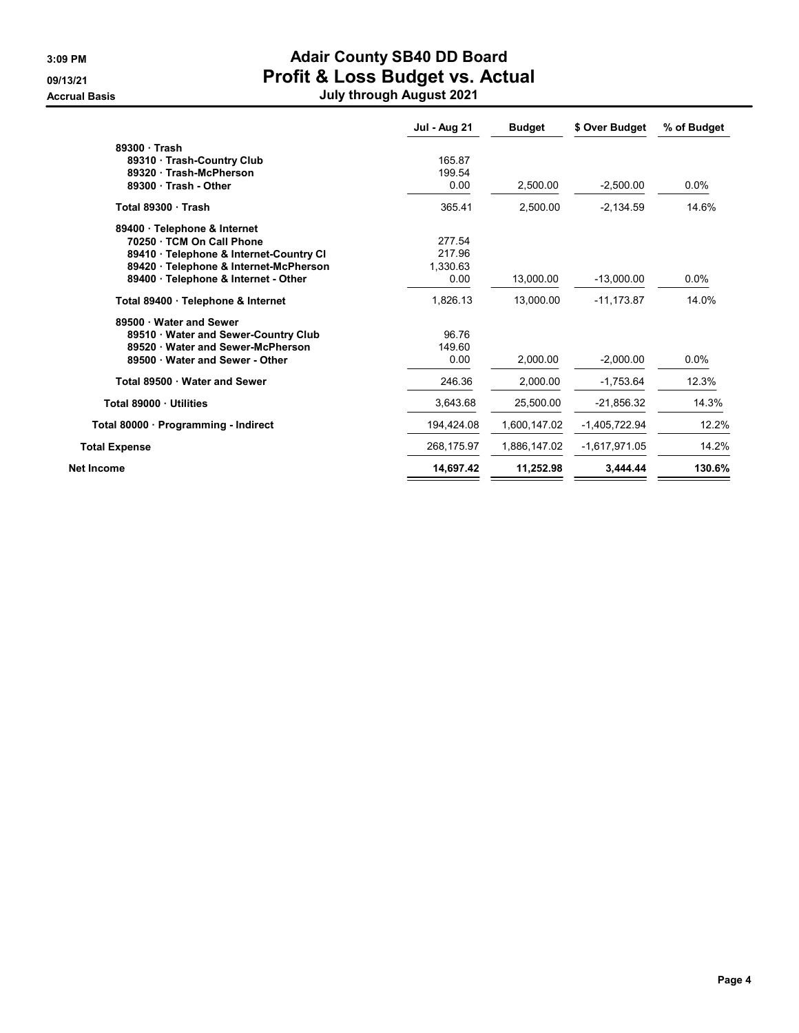# Adair County SB40 DD Board
## Profit & Loss Budget vs. Actual
### July through August 2021

3:09 PM
09/13/21
Accrual Basis

| | Jul - Aug 21 | Budget | $ Over Budget | % of Budget |
|---|---|---|---|---|
| 89300 · Trash | | | | |
| 89310 · Trash-Country Club | 165.87 | | | |
| 89320 · Trash-McPherson | 199.54 | | | |
| 89300 · Trash - Other | 0.00 | 2,500.00 | -2,500.00 | 0.0% |
| **Total 89300 · Trash** | 365.41 | 2,500.00 | -2,134.59 | 14.6% |
| 89400 · Telephone & Internet | | | | |
| 70250 · TCM On Call Phone | 277.54 | | | |
| 89410 · Telephone & Internet-Country Cl | 217.96 | | | |
| 89420 · Telephone & Internet-McPherson | 1,330.63 | | | |
| 89400 · Telephone & Internet - Other | 0.00 | 13,000.00 | -13,000.00 | 0.0% |
| **Total 89400 · Telephone & Internet** | 1,826.13 | 13,000.00 | -11,173.87 | 14.0% |
| 89500 · Water and Sewer | | | | |
| 89510 · Water and Sewer-Country Club | 96.76 | | | |
| 89520 · Water and Sewer-McPherson | 149.60 | | | |
| 89500 · Water and Sewer - Other | 0.00 | 2,000.00 | -2,000.00 | 0.0% |
| **Total 89500 · Water and Sewer** | 246.36 | 2,000.00 | -1,753.64 | 12.3% |
| **Total 89000 · Utilities** | 3,643.68 | 25,500.00 | -21,856.32 | 14.3% |
| **Total 80000 · Programming - Indirect** | 194,424.08 | 1,600,147.02 | -1,405,722.94 | 12.2% |
| **Total Expense** | 268,175.97 | 1,886,147.02 | -1,617,971.05 | 14.2% |
| **Net Income** | **14,697.42** | **11,252.98** | **3,444.44** | **130.6%** |